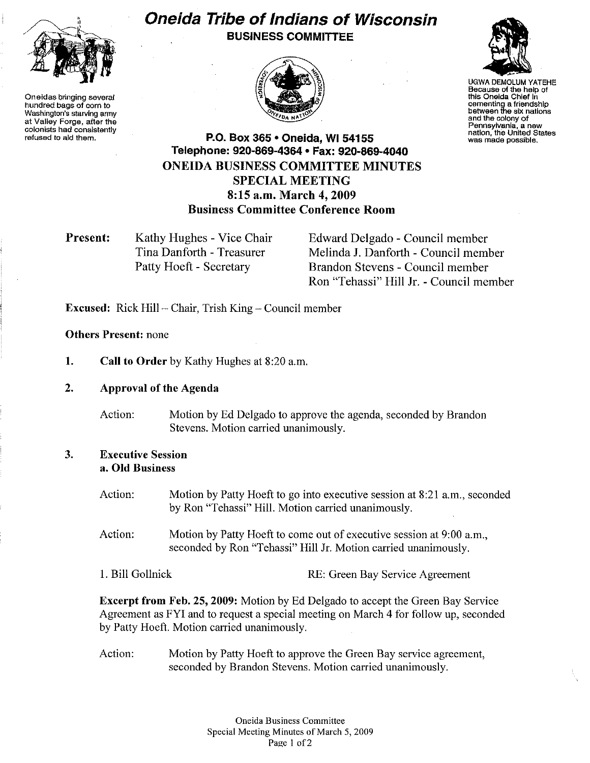# Oneida Tribe of Indians of Wisconsin

**BUSINESS COMMITTEE**

Oneidas bringing several hundred bags of corn to Washington's starving army at Valley Forge, after the colonists had consistently refused to aid them.

UGWA DEMOLUM YATEHE Because of the help of this Oneida Chief in cementing a friendship between the six nations and the colony of Pennsylvania, a new nation, the United States was made possible.

**P.O. Box 365 • Oneida, WI 54155**
**Telephone: 920-869-4364 • Fax: 920-869-4040**

## ONEIDA BUSINESS COMMITTEE MINUTES
## SPECIAL MEETING
## 8:15 a.m. March 4, 2009
## Business Committee Conference Room

**Present:**
Kathy Hughes - Vice Chair
Tina Danforth - Treasurer
Patty Hoeft - Secretary
Edward Delgado - Council member
Melinda J. Danforth - Council member
Brandon Stevens - Council member
Ron "Tehassi" Hill Jr. - Council member

**Excused:** Rick Hill – Chair, Trish King – Council member

**Others Present:** none

1. **Call to Order** by Kathy Hughes at 8:20 a.m.

2. **Approval of the Agenda**

   Action: Motion by Ed Delgado to approve the agenda, seconded by Brandon Stevens. Motion carried unanimously.

3. **Executive Session**
   **a. Old Business**

   Action: Motion by Patty Hoeft to go into executive session at 8:21 a.m., seconded by Ron "Tehassi" Hill. Motion carried unanimously.

   Action: Motion by Patty Hoeft to come out of executive session at 9:00 a.m., seconded by Ron "Tehassi" Hill Jr. Motion carried unanimously.

   1. Bill Gollnick RE: Green Bay Service Agreement

   **Excerpt from Feb. 25, 2009:** Motion by Ed Delgado to accept the Green Bay Service Agreement as FYI and to request a special meeting on March 4 for follow up, seconded by Patty Hoeft. Motion carried unanimously.

   Action: Motion by Patty Hoeft to approve the Green Bay service agreement, seconded by Brandon Stevens. Motion carried unanimously.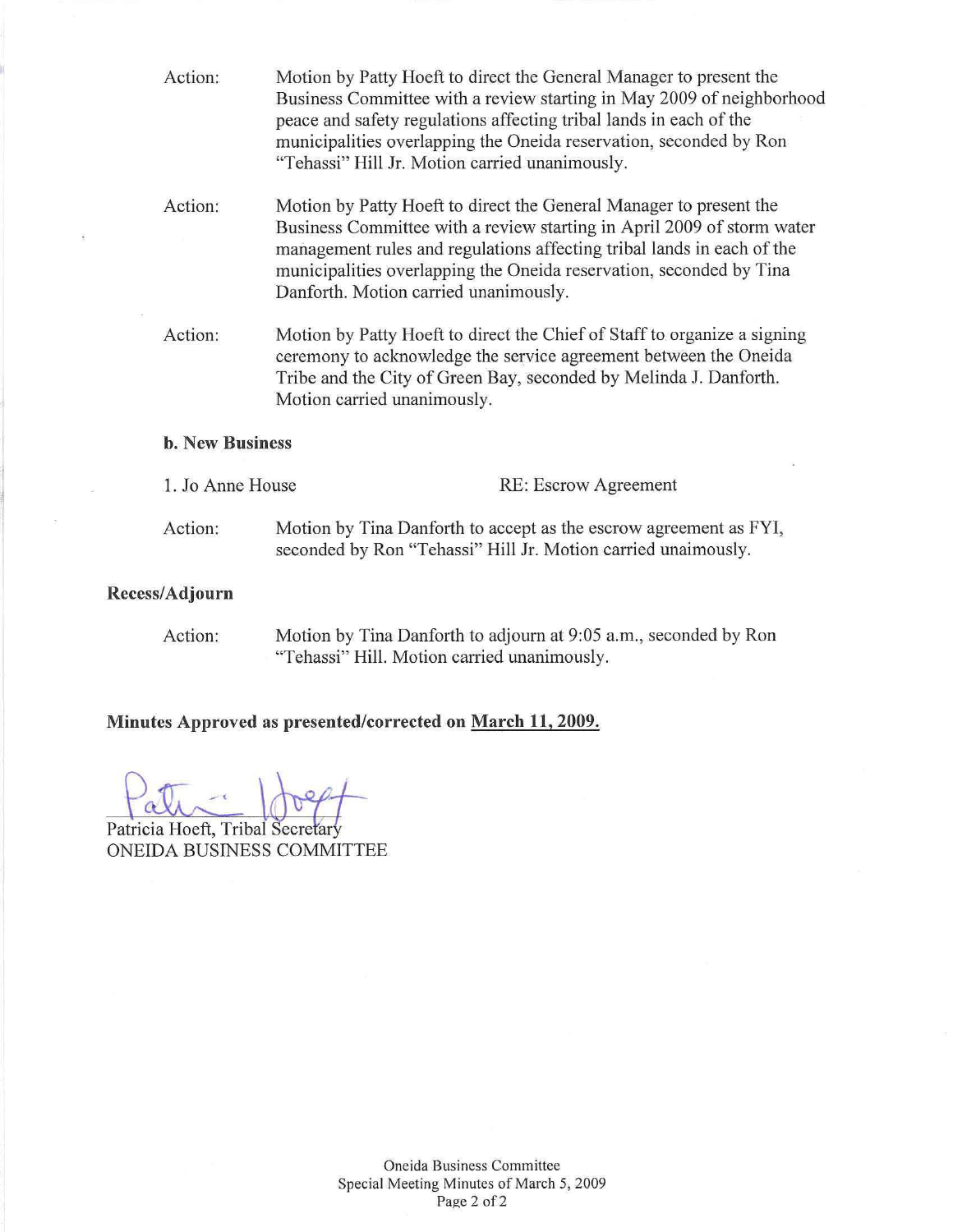Action: Motion by Patty Hoeft to direct the General Manager to present the Business Committee with a review starting in May 2009 of neighborhood peace and safety regulations affecting tribal lands in each of the municipalities overlapping the Oneida reservation, seconded by Ron "Tehassi" Hill Jr. Motion carried unanimously.

Action: Motion by Patty Hoeft to direct the General Manager to present the Business Committee with a review starting in April 2009 of storm water management rules and regulations affecting tribal lands in each of the municipalities overlapping the Oneida reservation, seconded by Tina Danforth. Motion carried unanimously.

Action: Motion by Patty Hoeft to direct the Chief of Staff to organize a signing ceremony to acknowledge the service agreement between the Oneida Tribe and the City of Green Bay, seconded by Melinda J. Danforth. Motion carried unanimously.

**b. New Business**

1. Jo Anne House — RE: Escrow Agreement

Action: Motion by Tina Danforth to accept as the escrow agreement as FYI, seconded by Ron "Tehassi" Hill Jr. Motion carried unaimously.

**Recess/Adjourn**

Action: Motion by Tina Danforth to adjourn at 9:05 a.m., seconded by Ron "Tehassi" Hill. Motion carried unanimously.

**Minutes Approved as presented/corrected on March 11, 2009.**

Patricia Hoeft, Tribal Secretary
ONEIDA BUSINESS COMMITTEE